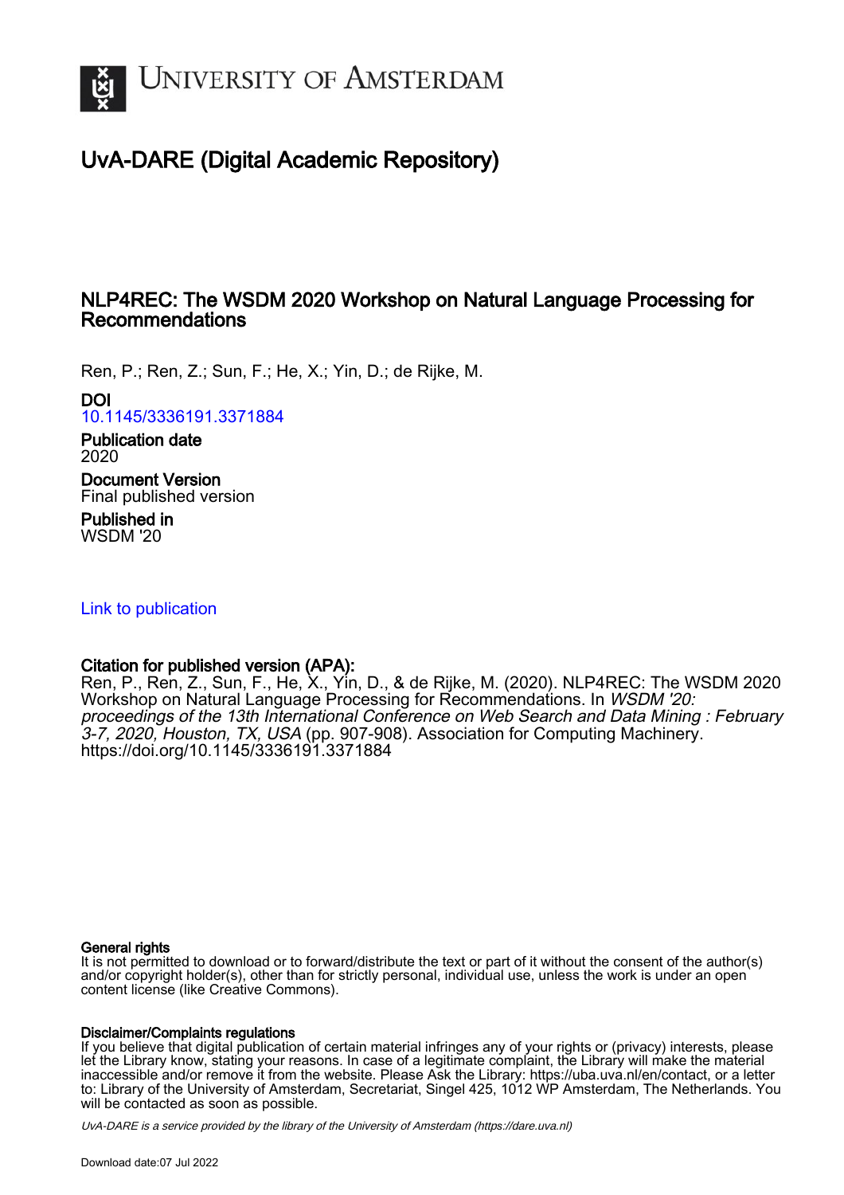# UNIVERSITY OF AMSTERDAM

## UvA-DARE (Digital Academic Repository)

## NLP4REC: The WSDM 2020 Workshop on Natural Language Processing for Recommendations

Ren, P.; Ren, Z.; Sun, F.; He, X.; Yin, D.; de Rijke, M.

**DOI**
10.1145/3336191.3371884

**Publication date**
2020

**Document Version**
Final published version

**Published in**
WSDM '20

Link to publication

**Citation for published version (APA):**
Ren, P., Ren, Z., Sun, F., He, X., Yin, D., & de Rijke, M. (2020). NLP4REC: The WSDM 2020 Workshop on Natural Language Processing for Recommendations. In *WSDM '20: proceedings of the 13th International Conference on Web Search and Data Mining : February 3-7, 2020, Houston, TX, USA* (pp. 907-908). Association for Computing Machinery. https://doi.org/10.1145/3336191.3371884

**General rights**
It is not permitted to download or to forward/distribute the text or part of it without the consent of the author(s) and/or copyright holder(s), other than for strictly personal, individual use, unless the work is under an open content license (like Creative Commons).

**Disclaimer/Complaints regulations**
If you believe that digital publication of certain material infringes any of your rights or (privacy) interests, please let the Library know, stating your reasons. In case of a legitimate complaint, the Library will make the material inaccessible and/or remove it from the website. Please Ask the Library: https://uba.uva.nl/en/contact, or a letter to: Library of the University of Amsterdam, Secretariat, Singel 425, 1012 WP Amsterdam, The Netherlands. You will be contacted as soon as possible.

*UvA-DARE is a service provided by the library of the University of Amsterdam (https://dare.uva.nl)*

Download date:07 Jul 2022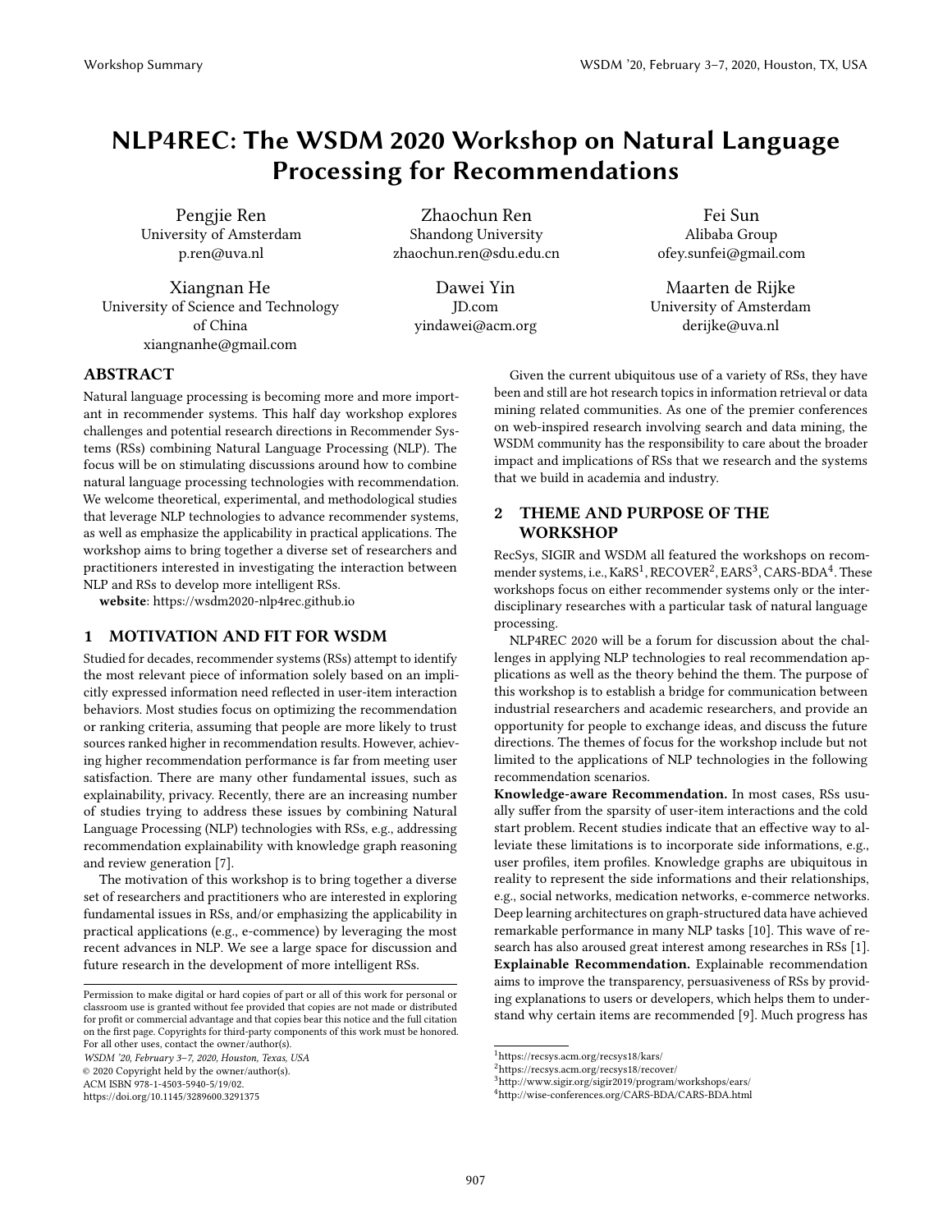# NLP4REC: The WSDM 2020 Workshop on Natural Language Processing for Recommendations

Pengjie Ren
University of Amsterdam
p.ren@uva.nl

Zhaochun Ren
Shandong University
zhaochun.ren@sdu.edu.cn

Fei Sun
Alibaba Group
ofey.sunfei@gmail.com

Xiangnan He
University of Science and Technology of China
xiangnanhe@gmail.com

Dawei Yin
JD.com
yindawei@acm.org

Maarten de Rijke
University of Amsterdam
derijke@uva.nl

## ABSTRACT

Natural language processing is becoming more and more important in recommender systems. This half day workshop explores challenges and potential research directions in Recommender Systems (RSs) combining Natural Language Processing (NLP). The focus will be on stimulating discussions around how to combine natural language processing technologies with recommendation. We welcome theoretical, experimental, and methodological studies that leverage NLP technologies to advance recommender systems, as well as emphasize the applicability in practical applications. The workshop aims to bring together a diverse set of researchers and practitioners interested in investigating the interaction between NLP and RSs to develop more intelligent RSs.

**website**: https://wsdm2020-nlp4rec.github.io

## 1 MOTIVATION AND FIT FOR WSDM

Studied for decades, recommender systems (RSs) attempt to identify the most relevant piece of information solely based on an implicitly expressed information need reflected in user-item interaction behaviors. Most studies focus on optimizing the recommendation or ranking criteria, assuming that people are more likely to trust sources ranked higher in recommendation results. However, achieving higher recommendation performance is far from meeting user satisfaction. There are many other fundamental issues, such as explainability, privacy. Recently, there are an increasing number of studies trying to address these issues by combining Natural Language Processing (NLP) technologies with RSs, e.g., addressing recommendation explainability with knowledge graph reasoning and review generation [7].

The motivation of this workshop is to bring together a diverse set of researchers and practitioners who are interested in exploring fundamental issues in RSs, and/or emphasizing the applicability in practical applications (e.g., e-commence) by leveraging the most recent advances in NLP. We see a large space for discussion and future research in the development of more intelligent RSs.

Given the current ubiquitous use of a variety of RSs, they have been and still are hot research topics in information retrieval or data mining related communities. As one of the premier conferences on web-inspired research involving search and data mining, the WSDM community has the responsibility to care about the broader impact and implications of RSs that we research and the systems that we build in academia and industry.

## 2 THEME AND PURPOSE OF THE WORKSHOP

RecSys, SIGIR and WSDM all featured the workshops on recommender systems, i.e., KaRS[1], RECOVER[2], EARS[3], CARS-BDA[4]. These workshops focus on either recommender systems only or the interdisciplinary researches with a particular task of natural language processing.

NLP4REC 2020 will be a forum for discussion about the challenges in applying NLP technologies to real recommendation applications as well as the theory behind the them. The purpose of this workshop is to establish a bridge for communication between industrial researchers and academic researchers, and provide an opportunity for people to exchange ideas, and discuss the future directions. The themes of focus for the workshop include but not limited to the applications of NLP technologies in the following recommendation scenarios.

**Knowledge-aware Recommendation.** In most cases, RSs usually suffer from the sparsity of user-item interactions and the cold start problem. Recent studies indicate that an effective way to alleviate these limitations is to incorporate side informations, e.g., user profiles, item profiles. Knowledge graphs are ubiquitous in reality to represent the side informations and their relationships, e.g., social networks, medication networks, e-commerce networks. Deep learning architectures on graph-structured data have achieved remarkable performance in many NLP tasks [10]. This wave of research has also aroused great interest among researches in RSs [1].

**Explainable Recommendation.** Explainable recommendation aims to improve the transparency, persuasiveness of RSs by providing explanations to users or developers, which helps them to understand why certain items are recommended [9]. Much progress has

---

Permission to make digital or hard copies of part or all of this work for personal or classroom use is granted without fee provided that copies are not made or distributed for profit or commercial advantage and that copies bear this notice and the full citation on the first page. Copyrights for third-party components of this work must be honored. For all other uses, contact the owner/author(s).

*WSDM '20, February 3–7, 2020, Houston, Texas, USA*
© 2020 Copyright held by the owner/author(s).
ACM ISBN 978-1-4503-5940-5/19/02.
https://doi.org/10.1145/3289600.3291375

[1] https://recsys.acm.org/recsys18/kars/
[2] https://recsys.acm.org/recsys18/recover/
[3] http://www.sigir.org/sigir2019/program/workshops/ears/
[4] http://wise-conferences.org/CARS-BDA/CARS-BDA.html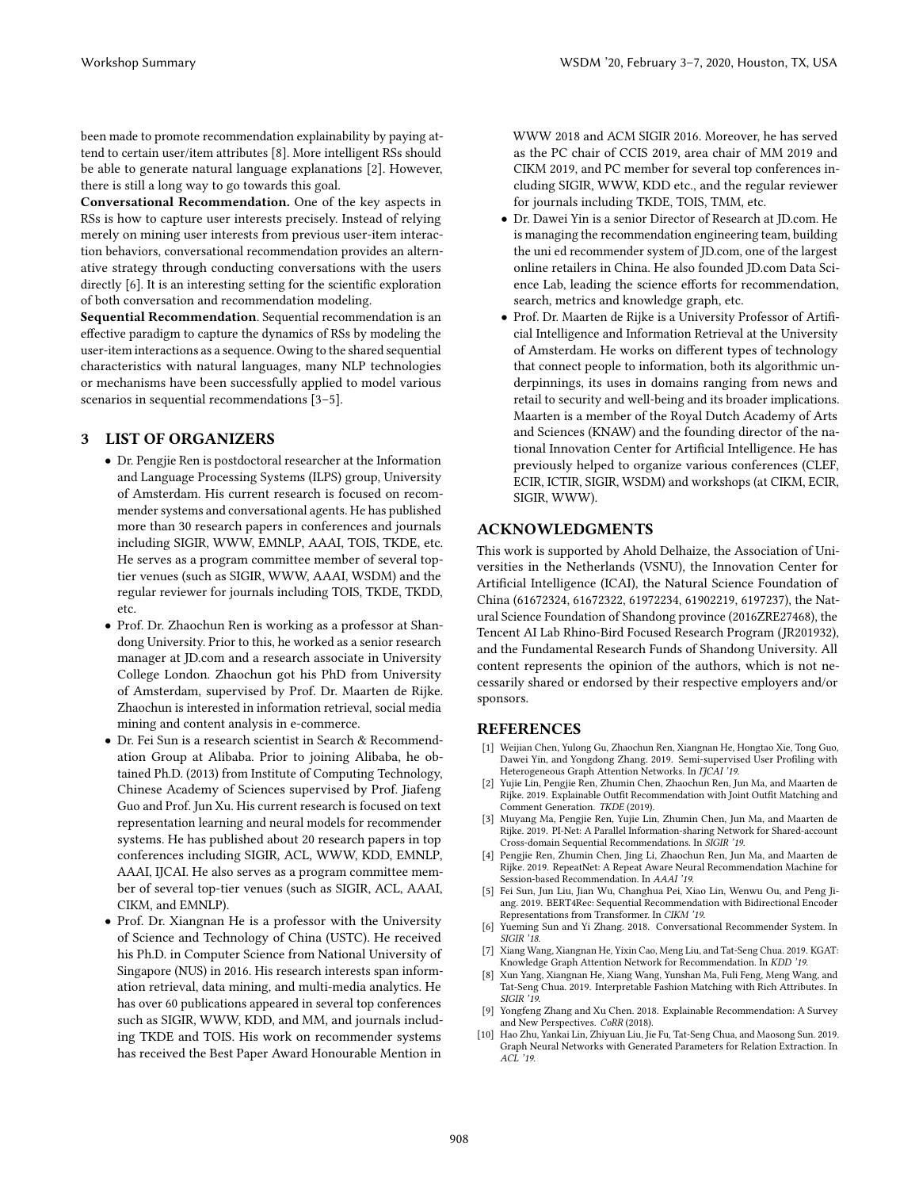been made to promote recommendation explainability by paying attend to certain user/item attributes [8]. More intelligent RSs should be able to generate natural language explanations [2]. However, there is still a long way to go towards this goal.

**Conversational Recommendation.** One of the key aspects in RSs is how to capture user interests precisely. Instead of relying merely on mining user interests from previous user-item interaction behaviors, conversational recommendation provides an alternative strategy through conducting conversations with the users directly [6]. It is an interesting setting for the scientific exploration of both conversation and recommendation modeling.

**Sequential Recommendation**. Sequential recommendation is an effective paradigm to capture the dynamics of RSs by modeling the user-item interactions as a sequence. Owing to the shared sequential characteristics with natural languages, many NLP technologies or mechanisms have been successfully applied to model various scenarios in sequential recommendations [3–5].

## 3 LIST OF ORGANIZERS

- Dr. Pengjie Ren is postdoctoral researcher at the Information and Language Processing Systems (ILPS) group, University of Amsterdam. His current research is focused on recommender systems and conversational agents. He has published more than 30 research papers in conferences and journals including SIGIR, WWW, EMNLP, AAAI, TOIS, TKDE, etc. He serves as a program committee member of several top-tier venues (such as SIGIR, WWW, AAAI, WSDM) and the regular reviewer for journals including TOIS, TKDE, TKDD, etc.
- Prof. Dr. Zhaochun Ren is working as a professor at Shandong University. Prior to this, he worked as a senior research manager at JD.com and a research associate in University College London. Zhaochun got his PhD from University of Amsterdam, supervised by Prof. Dr. Maarten de Rijke. Zhaochun is interested in information retrieval, social media mining and content analysis in e-commerce.
- Dr. Fei Sun is a research scientist in Search & Recommendation Group at Alibaba. Prior to joining Alibaba, he obtained Ph.D. (2013) from Institute of Computing Technology, Chinese Academy of Sciences supervised by Prof. Jiafeng Guo and Prof. Jun Xu. His current research is focused on text representation learning and neural models for recommender systems. He has published about 20 research papers in top conferences including SIGIR, ACL, WWW, KDD, EMNLP, AAAI, IJCAI. He also serves as a program committee member of several top-tier venues (such as SIGIR, ACL, AAAI, CIKM, and EMNLP).
- Prof. Dr. Xiangnan He is a professor with the University of Science and Technology of China (USTC). He received his Ph.D. in Computer Science from National University of Singapore (NUS) in 2016. His research interests span information retrieval, data mining, and multi-media analytics. He has over 60 publications appeared in several top conferences such as SIGIR, WWW, KDD, and MM, and journals including TKDE and TOIS. His work on recommender systems has received the Best Paper Award Honourable Mention in WWW 2018 and ACM SIGIR 2016. Moreover, he has served as the PC chair of CCIS 2019, area chair of MM 2019 and CIKM 2019, and PC member for several top conferences including SIGIR, WWW, KDD etc., and the regular reviewer for journals including TKDE, TOIS, TMM, etc.
- Dr. Dawei Yin is a senior Director of Research at JD.com. He is managing the recommendation engineering team, building the uni ed recommender system of JD.com, one of the largest online retailers in China. He also founded JD.com Data Science Lab, leading the science efforts for recommendation, search, metrics and knowledge graph, etc.
- Prof. Dr. Maarten de Rijke is a University Professor of Artificial Intelligence and Information Retrieval at the University of Amsterdam. He works on different types of technology that connect people to information, both its algorithmic underpinnings, its uses in domains ranging from news and retail to security and well-being and its broader implications. Maarten is a member of the Royal Dutch Academy of Arts and Sciences (KNAW) and the founding director of the national Innovation Center for Artificial Intelligence. He has previously helped to organize various conferences (CLEF, ECIR, ICTIR, SIGIR, WSDM) and workshops (at CIKM, ECIR, SIGIR, WWW).

## ACKNOWLEDGMENTS

This work is supported by Ahold Delhaize, the Association of Universities in the Netherlands (VSNU), the Innovation Center for Artificial Intelligence (ICAI), the Natural Science Foundation of China (61672324, 61672322, 61972234, 61902219, 6197237), the Natural Science Foundation of Shandong province (2016ZRE27468), the Tencent AI Lab Rhino-Bird Focused Research Program (JR201932), and the Fundamental Research Funds of Shandong University. All content represents the opinion of the authors, which is not necessarily shared or endorsed by their respective employers and/or sponsors.

## REFERENCES

[1] Weijian Chen, Yulong Gu, Zhaochun Ren, Xiangnan He, Hongtao Xie, Tong Guo, Dawei Yin, and Yongdong Zhang. 2019. Semi-supervised User Profiling with Heterogeneous Graph Attention Networks. In *IJCAI '19*.

[2] Yujie Lin, Pengjie Ren, Zhumin Chen, Zhaochun Ren, Jun Ma, and Maarten de Rijke. 2019. Explainable Outfit Recommendation with Joint Outfit Matching and Comment Generation. *TKDE* (2019).

[3] Muyang Ma, Pengjie Ren, Yujie Lin, Zhumin Chen, Jun Ma, and Maarten de Rijke. 2019. PI-Net: A Parallel Information-sharing Network for Shared-account Cross-domain Sequential Recommendations. In *SIGIR '19*.

[4] Pengjie Ren, Zhumin Chen, Jing Li, Zhaochun Ren, Jun Ma, and Maarten de Rijke. 2019. RepeatNet: A Repeat Aware Neural Recommendation Machine for Session-based Recommendation. In *AAAI '19*.

[5] Fei Sun, Jun Liu, Jian Wu, Changhua Pei, Xiao Lin, Wenwu Ou, and Peng Jiang. 2019. BERT4Rec: Sequential Recommendation with Bidirectional Encoder Representations from Transformer. In *CIKM '19*.

[6] Yueming Sun and Yi Zhang. 2018. Conversational Recommender System. In *SIGIR '18*.

[7] Xiang Wang, Xiangnan He, Yixin Cao, Meng Liu, and Tat-Seng Chua. 2019. KGAT: Knowledge Graph Attention Network for Recommendation. In *KDD '19*.

[8] Xun Yang, Xiangnan He, Xiang Wang, Yunshan Ma, Fuli Feng, Meng Wang, and Tat-Seng Chua. 2019. Interpretable Fashion Matching with Rich Attributes. In *SIGIR '19*.

[9] Yongfeng Zhang and Xu Chen. 2018. Explainable Recommendation: A Survey and New Perspectives. *CoRR* (2018).

[10] Hao Zhu, Yankai Lin, Zhiyuan Liu, Jie Fu, Tat-Seng Chua, and Maosong Sun. 2019. Graph Neural Networks with Generated Parameters for Relation Extraction. In *ACL '19*.